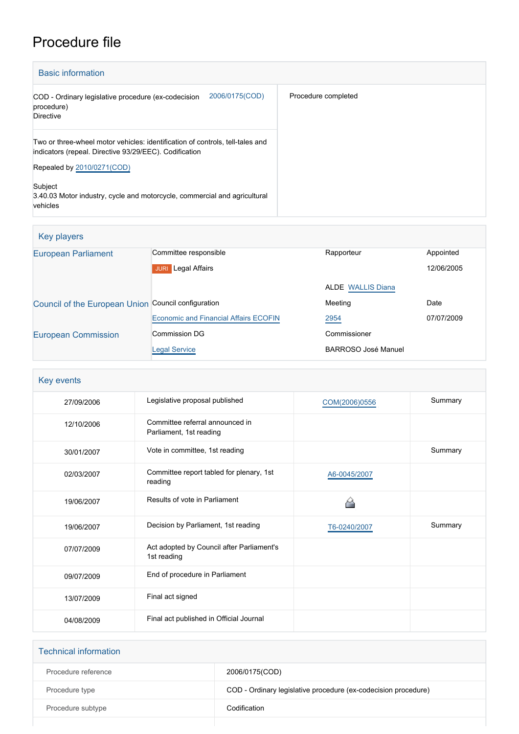# Procedure file

## Basic information

| | | |
|---|---|---|
| COD - Ordinary legislative procedure (ex-codecision procedure)<br>Directive | 2006/0175(COD) | Procedure completed |
| Two or three-wheel motor vehicles: identification of controls, tell-tales and indicators (repeal. Directive 93/29/EEC). Codification<br><br>Repealed by 2010/0271(COD)<br><br>Subject<br>3.40.03 Motor industry, cycle and motorcycle, commercial and agricultural vehicles | | |

## Key players

| | | | |
|---|---|---|---|
| European Parliament | Committee responsible | Rapporteur | Appointed |
| | JURI Legal Affairs | | 12/06/2005 |
| | | ALDE WALLIS Diana | |
| Council of the European Union | Council configuration | Meeting | Date |
| | Economic and Financial Affairs ECOFIN | 2954 | 07/07/2009 |
| European Commission | Commission DG | Commissioner | |
| | Legal Service | BARROSO José Manuel | |

## Key events

| | | | |
|---|---|---|---|
| 27/09/2006 | Legislative proposal published | COM(2006)0556 | Summary |
| 12/10/2006 | Committee referral announced in Parliament, 1st reading | | |
| 30/01/2007 | Vote in committee, 1st reading | | Summary |
| 02/03/2007 | Committee report tabled for plenary, 1st reading | A6-0045/2007 | |
| 19/06/2007 | Results of vote in Parliament | | |
| 19/06/2007 | Decision by Parliament, 1st reading | T6-0240/2007 | Summary |
| 07/07/2009 | Act adopted by Council after Parliament's 1st reading | | |
| 09/07/2009 | End of procedure in Parliament | | |
| 13/07/2009 | Final act signed | | |
| 04/08/2009 | Final act published in Official Journal | | |

## Technical information

| | |
|---|---|
| Procedure reference | 2006/0175(COD) |
| Procedure type | COD - Ordinary legislative procedure (ex-codecision procedure) |
| Procedure subtype | Codification |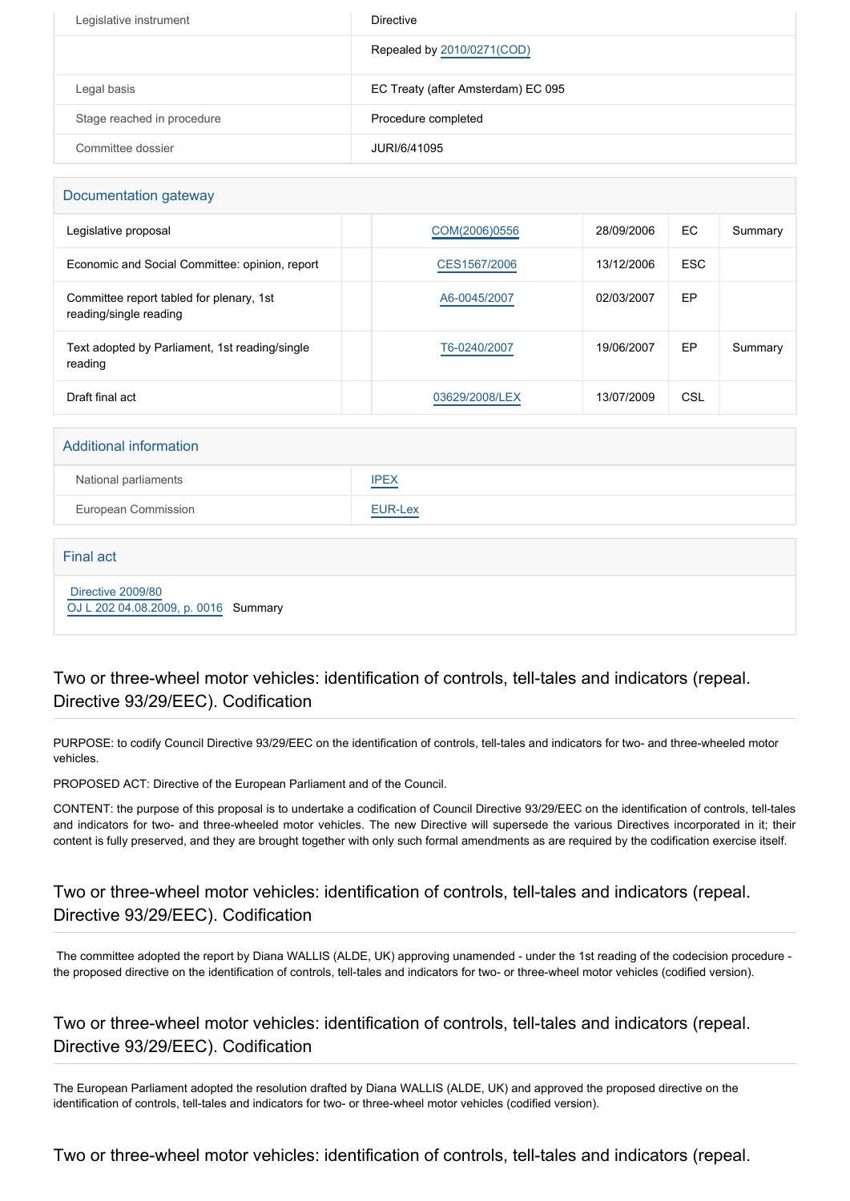| | |
|---|---|
| Legislative instrument | Directive |
| | Repealed by 2010/0271(COD) |
| Legal basis | EC Treaty (after Amsterdam) EC 095 |
| Stage reached in procedure | Procedure completed |
| Committee dossier | JURI/6/41095 |

## Documentation gateway

| | | | | | |
|---|---|---|---|---|---|
| Legislative proposal | | COM(2006)0556 | 28/09/2006 | EC | Summary |
| Economic and Social Committee: opinion, report | | CES1567/2006 | 13/12/2006 | ESC | |
| Committee report tabled for plenary, 1st reading/single reading | | A6-0045/2007 | 02/03/2007 | EP | |
| Text adopted by Parliament, 1st reading/single reading | | T6-0240/2007 | 19/06/2007 | EP | Summary |
| Draft final act | | 03629/2008/LEX | 13/07/2009 | CSL | |

## Additional information

| | |
|---|---|
| National parliaments | IPEX |
| European Commission | EUR-Lex |

## Final act

Directive 2009/80
OJ L 202 04.08.2009, p. 0016 Summary

## Two or three-wheel motor vehicles: identification of controls, tell-tales and indicators (repeal. Directive 93/29/EEC). Codification

PURPOSE: to codify Council Directive 93/29/EEC on the identification of controls, tell-tales and indicators for two- and three-wheeled motor vehicles.

PROPOSED ACT: Directive of the European Parliament and of the Council.

CONTENT: the purpose of this proposal is to undertake a codification of Council Directive 93/29/EEC on the identification of controls, tell-tales and indicators for two- and three-wheeled motor vehicles. The new Directive will supersede the various Directives incorporated in it; their content is fully preserved, and they are brought together with only such formal amendments as are required by the codification exercise itself.

## Two or three-wheel motor vehicles: identification of controls, tell-tales and indicators (repeal. Directive 93/29/EEC). Codification

The committee adopted the report by Diana WALLIS (ALDE, UK) approving unamended - under the 1st reading of the codecision procedure - the proposed directive on the identification of controls, tell-tales and indicators for two- or three-wheel motor vehicles (codified version).

## Two or three-wheel motor vehicles: identification of controls, tell-tales and indicators (repeal. Directive 93/29/EEC). Codification

The European Parliament adopted the resolution drafted by Diana WALLIS (ALDE, UK) and approved the proposed directive on the identification of controls, tell-tales and indicators for two- or three-wheel motor vehicles (codified version).

## Two or three-wheel motor vehicles: identification of controls, tell-tales and indicators (repeal.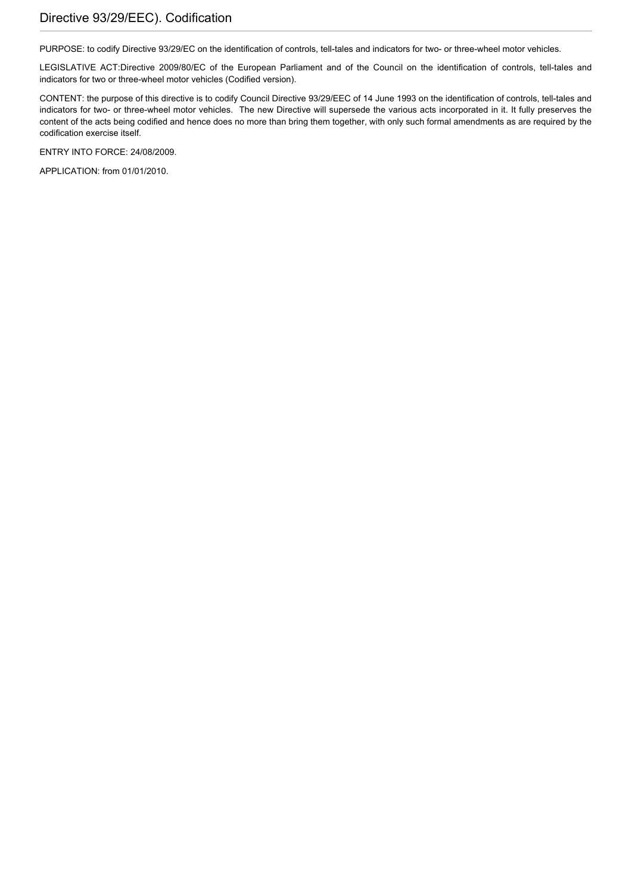# Directive 93/29/EEC). Codification

PURPOSE: to codify Directive 93/29/EC on the identification of controls, tell-tales and indicators for two- or three-wheel motor vehicles.

LEGISLATIVE ACT:Directive 2009/80/EC of the European Parliament and of the Council on the identification of controls, tell-tales and indicators for two or three-wheel motor vehicles (Codified version).

CONTENT: the purpose of this directive is to codify Council Directive 93/29/EEC of 14 June 1993 on the identification of controls, tell-tales and indicators for two- or three-wheel motor vehicles. The new Directive will supersede the various acts incorporated in it. It fully preserves the content of the acts being codified and hence does no more than bring them together, with only such formal amendments as are required by the codification exercise itself.

ENTRY INTO FORCE: 24/08/2009.

APPLICATION: from 01/01/2010.